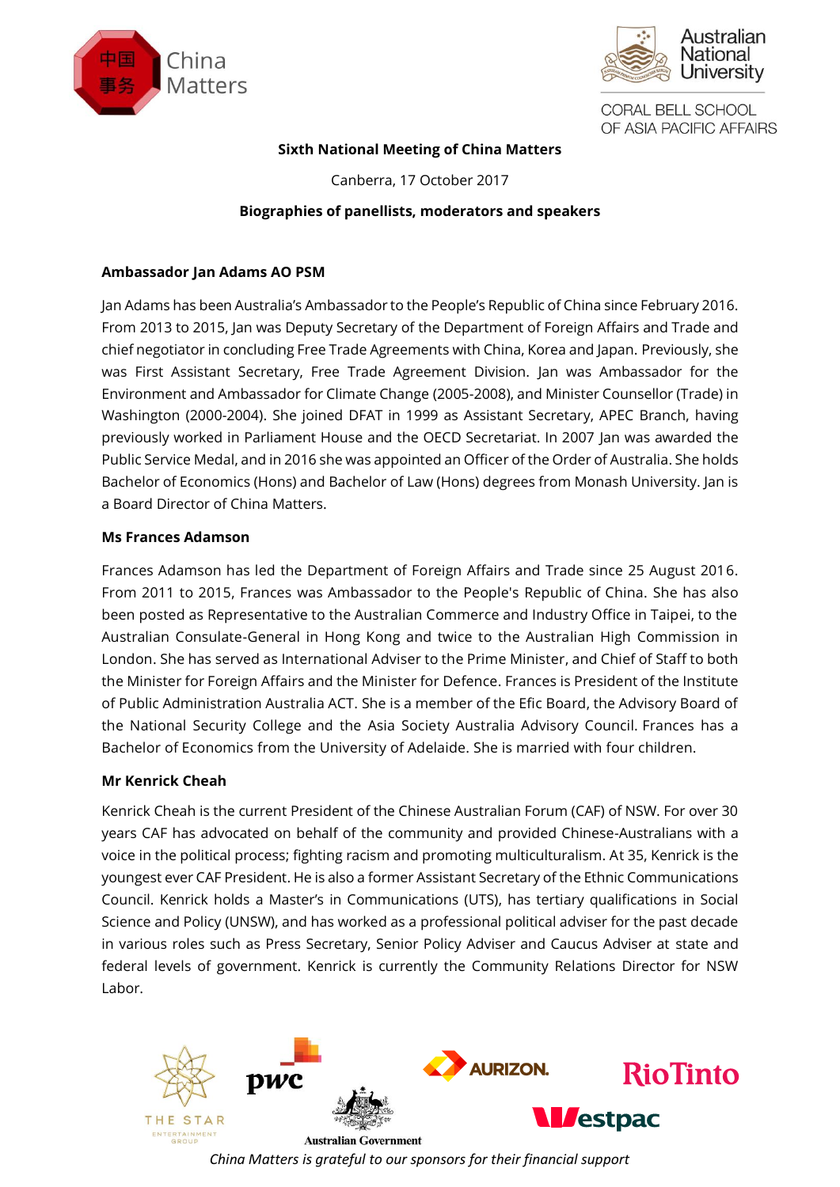China Matters

Australian National University
CORAL BELL SCHOOL OF ASIA PACIFIC AFFAIRS

**Sixth National Meeting of China Matters**

Canberra, 17 October 2017

**Biographies of panellists, moderators and speakers**

**Ambassador Jan Adams AO PSM**

Jan Adams has been Australia's Ambassador to the People's Republic of China since February 2016. From 2013 to 2015, Jan was Deputy Secretary of the Department of Foreign Affairs and Trade and chief negotiator in concluding Free Trade Agreements with China, Korea and Japan. Previously, she was First Assistant Secretary, Free Trade Agreement Division. Jan was Ambassador for the Environment and Ambassador for Climate Change (2005-2008), and Minister Counsellor (Trade) in Washington (2000-2004). She joined DFAT in 1999 as Assistant Secretary, APEC Branch, having previously worked in Parliament House and the OECD Secretariat. In 2007 Jan was awarded the Public Service Medal, and in 2016 she was appointed an Officer of the Order of Australia. She holds Bachelor of Economics (Hons) and Bachelor of Law (Hons) degrees from Monash University. Jan is a Board Director of China Matters.

**Ms Frances Adamson**

Frances Adamson has led the Department of Foreign Affairs and Trade since 25 August 2016. From 2011 to 2015, Frances was Ambassador to the People's Republic of China. She has also been posted as Representative to the Australian Commerce and Industry Office in Taipei, to the Australian Consulate-General in Hong Kong and twice to the Australian High Commission in London. She has served as International Adviser to the Prime Minister, and Chief of Staff to both the Minister for Foreign Affairs and the Minister for Defence. Frances is President of the Institute of Public Administration Australia ACT. She is a member of the Efic Board, the Advisory Board of the National Security College and the Asia Society Australia Advisory Council. Frances has a Bachelor of Economics from the University of Adelaide. She is married with four children.

**Mr Kenrick Cheah**

Kenrick Cheah is the current President of the Chinese Australian Forum (CAF) of NSW. For over 30 years CAF has advocated on behalf of the community and provided Chinese-Australians with a voice in the political process; fighting racism and promoting multiculturalism. At 35, Kenrick is the youngest ever CAF President. He is also a former Assistant Secretary of the Ethnic Communications Council. Kenrick holds a Master's in Communications (UTS), has tertiary qualifications in Social Science and Policy (UNSW), and has worked as a professional political adviser for the past decade in various roles such as Press Secretary, Senior Policy Adviser and Caucus Adviser at state and federal levels of government. Kenrick is currently the Community Relations Director for NSW Labor.

*China Matters is grateful to our sponsors for their financial support*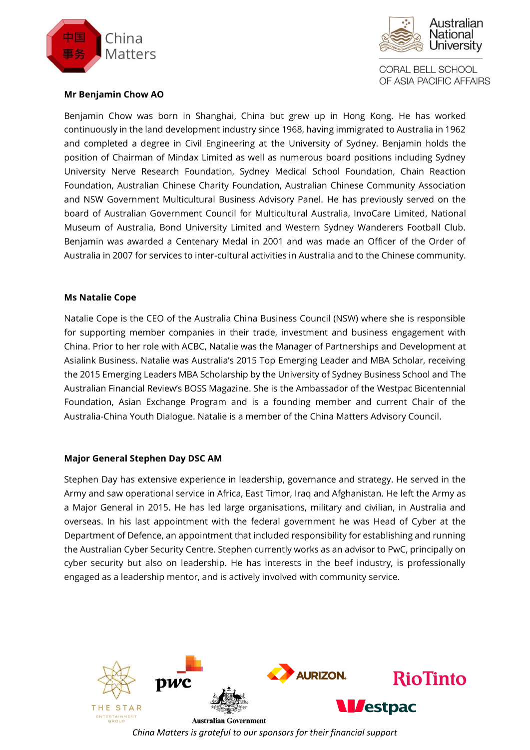**Mr Benjamin Chow AO**

Benjamin Chow was born in Shanghai, China but grew up in Hong Kong. He has worked continuously in the land development industry since 1968, having immigrated to Australia in 1962 and completed a degree in Civil Engineering at the University of Sydney. Benjamin holds the position of Chairman of Mindax Limited as well as numerous board positions including Sydney University Nerve Research Foundation, Sydney Medical School Foundation, Chain Reaction Foundation, Australian Chinese Charity Foundation, Australian Chinese Community Association and NSW Government Multicultural Business Advisory Panel. He has previously served on the board of Australian Government Council for Multicultural Australia, InvoCare Limited, National Museum of Australia, Bond University Limited and Western Sydney Wanderers Football Club. Benjamin was awarded a Centenary Medal in 2001 and was made an Officer of the Order of Australia in 2007 for services to inter-cultural activities in Australia and to the Chinese community.

**Ms Natalie Cope**

Natalie Cope is the CEO of the Australia China Business Council (NSW) where she is responsible for supporting member companies in their trade, investment and business engagement with China. Prior to her role with ACBC, Natalie was the Manager of Partnerships and Development at Asialink Business. Natalie was Australia's 2015 Top Emerging Leader and MBA Scholar, receiving the 2015 Emerging Leaders MBA Scholarship by the University of Sydney Business School and The Australian Financial Review's BOSS Magazine. She is the Ambassador of the Westpac Bicentennial Foundation, Asian Exchange Program and is a founding member and current Chair of the Australia-China Youth Dialogue. Natalie is a member of the China Matters Advisory Council.

**Major General Stephen Day DSC AM**

Stephen Day has extensive experience in leadership, governance and strategy. He served in the Army and saw operational service in Africa, East Timor, Iraq and Afghanistan. He left the Army as a Major General in 2015. He has led large organisations, military and civilian, in Australia and overseas. In his last appointment with the federal government he was Head of Cyber at the Department of Defence, an appointment that included responsibility for establishing and running the Australian Cyber Security Centre. Stephen currently works as an advisor to PwC, principally on cyber security but also on leadership. He has interests in the beef industry, is professionally engaged as a leadership mentor, and is actively involved with community service.

*China Matters is grateful to our sponsors for their financial support*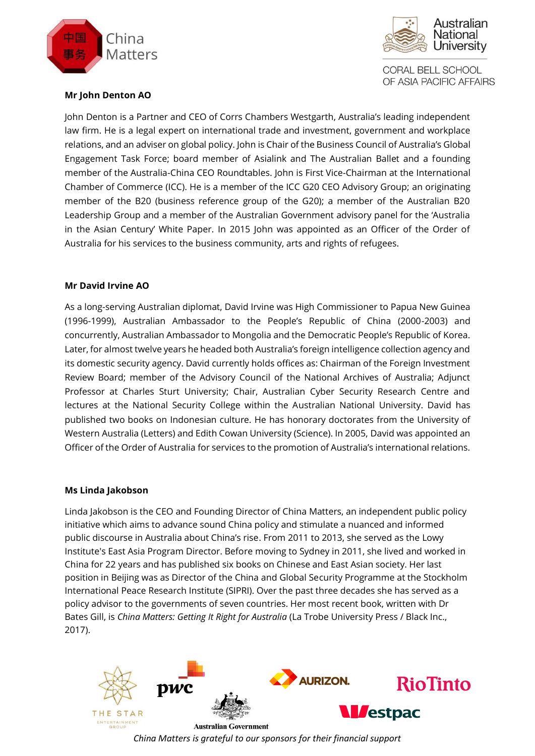### Mr John Denton AO

John Denton is a Partner and CEO of Corrs Chambers Westgarth, Australia's leading independent law firm. He is a legal expert on international trade and investment, government and workplace relations, and an adviser on global policy. John is Chair of the Business Council of Australia's Global Engagement Task Force; board member of Asialink and The Australian Ballet and a founding member of the Australia-China CEO Roundtables. John is First Vice-Chairman at the International Chamber of Commerce (ICC). He is a member of the ICC G20 CEO Advisory Group; an originating member of the B20 (business reference group of the G20); a member of the Australian B20 Leadership Group and a member of the Australian Government advisory panel for the 'Australia in the Asian Century' White Paper. In 2015 John was appointed as an Officer of the Order of Australia for his services to the business community, arts and rights of refugees.

### Mr David Irvine AO

As a long-serving Australian diplomat, David Irvine was High Commissioner to Papua New Guinea (1996-1999), Australian Ambassador to the People's Republic of China (2000-2003) and concurrently, Australian Ambassador to Mongolia and the Democratic People's Republic of Korea. Later, for almost twelve years he headed both Australia's foreign intelligence collection agency and its domestic security agency. David currently holds offices as: Chairman of the Foreign Investment Review Board; member of the Advisory Council of the National Archives of Australia; Adjunct Professor at Charles Sturt University; Chair, Australian Cyber Security Research Centre and lectures at the National Security College within the Australian National University. David has published two books on Indonesian culture. He has honorary doctorates from the University of Western Australia (Letters) and Edith Cowan University (Science). In 2005, David was appointed an Officer of the Order of Australia for services to the promotion of Australia's international relations.

### Ms Linda Jakobson

Linda Jakobson is the CEO and Founding Director of China Matters, an independent public policy initiative which aims to advance sound China policy and stimulate a nuanced and informed public discourse in Australia about China's rise. From 2011 to 2013, she served as the Lowy Institute's East Asia Program Director. Before moving to Sydney in 2011, she lived and worked in China for 22 years and has published six books on Chinese and East Asian society. Her last position in Beijing was as Director of the China and Global Security Programme at the Stockholm International Peace Research Institute (SIPRI). Over the past three decades she has served as a policy advisor to the governments of seven countries. Her most recent book, written with Dr Bates Gill, is *China Matters: Getting It Right for Australia* (La Trobe University Press / Black Inc., 2017).

*China Matters is grateful to our sponsors for their financial support*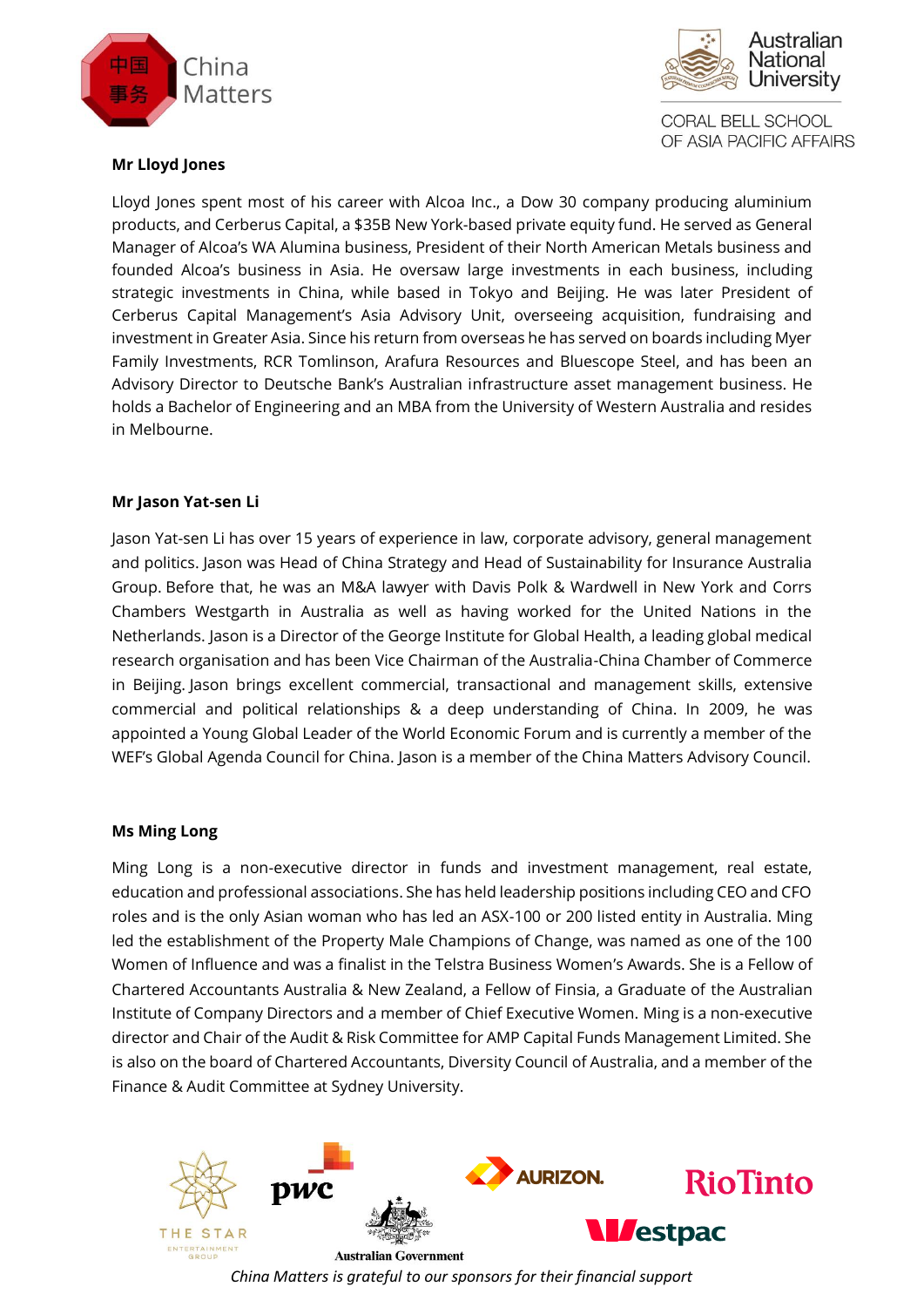**Mr Lloyd Jones**

Lloyd Jones spent most of his career with Alcoa Inc., a Dow 30 company producing aluminium products, and Cerberus Capital, a $35B New York-based private equity fund. He served as General Manager of Alcoa's WA Alumina business, President of their North American Metals business and founded Alcoa's business in Asia. He oversaw large investments in each business, including strategic investments in China, while based in Tokyo and Beijing. He was later President of Cerberus Capital Management's Asia Advisory Unit, overseeing acquisition, fundraising and investment in Greater Asia. Since his return from overseas he has served on boards including Myer Family Investments, RCR Tomlinson, Arafura Resources and Bluescope Steel, and has been an Advisory Director to Deutsche Bank's Australian infrastructure asset management business. He holds a Bachelor of Engineering and an MBA from the University of Western Australia and resides in Melbourne.

**Mr Jason Yat-sen Li**

Jason Yat-sen Li has over 15 years of experience in law, corporate advisory, general management and politics. Jason was Head of China Strategy and Head of Sustainability for Insurance Australia Group. Before that, he was an M&A lawyer with Davis Polk & Wardwell in New York and Corrs Chambers Westgarth in Australia as well as having worked for the United Nations in the Netherlands. Jason is a Director of the George Institute for Global Health, a leading global medical research organisation and has been Vice Chairman of the Australia-China Chamber of Commerce in Beijing. Jason brings excellent commercial, transactional and management skills, extensive commercial and political relationships & a deep understanding of China. In 2009, he was appointed a Young Global Leader of the World Economic Forum and is currently a member of the WEF's Global Agenda Council for China. Jason is a member of the China Matters Advisory Council.

**Ms Ming Long**

Ming Long is a non-executive director in funds and investment management, real estate, education and professional associations. She has held leadership positions including CEO and CFO roles and is the only Asian woman who has led an ASX-100 or 200 listed entity in Australia. Ming led the establishment of the Property Male Champions of Change, was named as one of the 100 Women of Influence and was a finalist in the Telstra Business Women's Awards. She is a Fellow of Chartered Accountants Australia & New Zealand, a Fellow of Finsia, a Graduate of the Australian Institute of Company Directors and a member of Chief Executive Women. Ming is a non-executive director and Chair of the Audit & Risk Committee for AMP Capital Funds Management Limited. She is also on the board of Chartered Accountants, Diversity Council of Australia, and a member of the Finance & Audit Committee at Sydney University.

*China Matters is grateful to our sponsors for their financial support*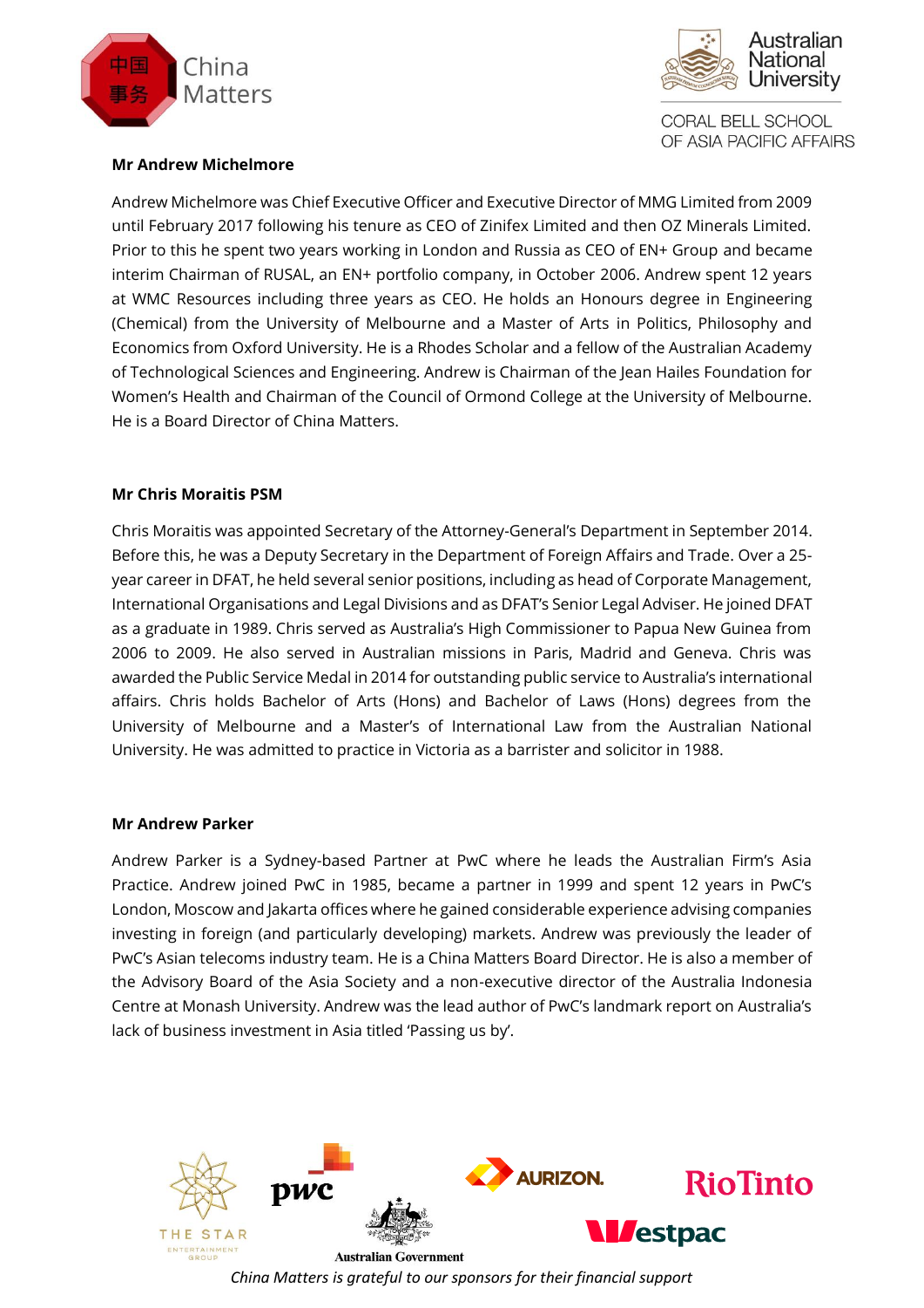**Mr Andrew Michelmore**

Andrew Michelmore was Chief Executive Officer and Executive Director of MMG Limited from 2009 until February 2017 following his tenure as CEO of Zinifex Limited and then OZ Minerals Limited. Prior to this he spent two years working in London and Russia as CEO of EN+ Group and became interim Chairman of RUSAL, an EN+ portfolio company, in October 2006. Andrew spent 12 years at WMC Resources including three years as CEO. He holds an Honours degree in Engineering (Chemical) from the University of Melbourne and a Master of Arts in Politics, Philosophy and Economics from Oxford University. He is a Rhodes Scholar and a fellow of the Australian Academy of Technological Sciences and Engineering. Andrew is Chairman of the Jean Hailes Foundation for Women's Health and Chairman of the Council of Ormond College at the University of Melbourne. He is a Board Director of China Matters.

**Mr Chris Moraitis PSM**

Chris Moraitis was appointed Secretary of the Attorney-General's Department in September 2014. Before this, he was a Deputy Secretary in the Department of Foreign Affairs and Trade. Over a 25-year career in DFAT, he held several senior positions, including as head of Corporate Management, International Organisations and Legal Divisions and as DFAT's Senior Legal Adviser. He joined DFAT as a graduate in 1989. Chris served as Australia's High Commissioner to Papua New Guinea from 2006 to 2009. He also served in Australian missions in Paris, Madrid and Geneva. Chris was awarded the Public Service Medal in 2014 for outstanding public service to Australia's international affairs. Chris holds Bachelor of Arts (Hons) and Bachelor of Laws (Hons) degrees from the University of Melbourne and a Master's of International Law from the Australian National University. He was admitted to practice in Victoria as a barrister and solicitor in 1988.

**Mr Andrew Parker**

Andrew Parker is a Sydney-based Partner at PwC where he leads the Australian Firm's Asia Practice. Andrew joined PwC in 1985, became a partner in 1999 and spent 12 years in PwC's London, Moscow and Jakarta offices where he gained considerable experience advising companies investing in foreign (and particularly developing) markets. Andrew was previously the leader of PwC's Asian telecoms industry team. He is a China Matters Board Director. He is also a member of the Advisory Board of the Asia Society and a non-executive director of the Australia Indonesia Centre at Monash University. Andrew was the lead author of PwC's landmark report on Australia's lack of business investment in Asia titled 'Passing us by'.

*China Matters is grateful to our sponsors for their financial support*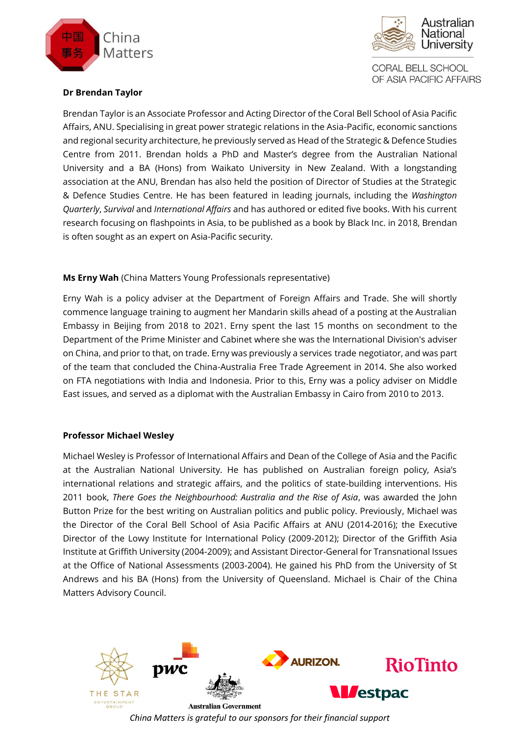**Dr Brendan Taylor**

Brendan Taylor is an Associate Professor and Acting Director of the Coral Bell School of Asia Pacific Affairs, ANU. Specialising in great power strategic relations in the Asia-Pacific, economic sanctions and regional security architecture, he previously served as Head of the Strategic & Defence Studies Centre from 2011. Brendan holds a PhD and Master's degree from the Australian National University and a BA (Hons) from Waikato University in New Zealand. With a longstanding association at the ANU, Brendan has also held the position of Director of Studies at the Strategic & Defence Studies Centre. He has been featured in leading journals, including the *Washington Quarterly*, *Survival* and *International Affairs* and has authored or edited five books. With his current research focusing on flashpoints in Asia, to be published as a book by Black Inc. in 2018, Brendan is often sought as an expert on Asia-Pacific security.

**Ms Erny Wah** (China Matters Young Professionals representative)

Erny Wah is a policy adviser at the Department of Foreign Affairs and Trade. She will shortly commence language training to augment her Mandarin skills ahead of a posting at the Australian Embassy in Beijing from 2018 to 2021. Erny spent the last 15 months on secondment to the Department of the Prime Minister and Cabinet where she was the International Division's adviser on China, and prior to that, on trade. Erny was previously a services trade negotiator, and was part of the team that concluded the China-Australia Free Trade Agreement in 2014. She also worked on FTA negotiations with India and Indonesia. Prior to this, Erny was a policy adviser on Middle East issues, and served as a diplomat with the Australian Embassy in Cairo from 2010 to 2013.

**Professor Michael Wesley**

Michael Wesley is Professor of International Affairs and Dean of the College of Asia and the Pacific at the Australian National University. He has published on Australian foreign policy, Asia's international relations and strategic affairs, and the politics of state-building interventions. His 2011 book, *There Goes the Neighbourhood: Australia and the Rise of Asia*, was awarded the John Button Prize for the best writing on Australian politics and public policy. Previously, Michael was the Director of the Coral Bell School of Asia Pacific Affairs at ANU (2014-2016); the Executive Director of the Lowy Institute for International Policy (2009-2012); Director of the Griffith Asia Institute at Griffith University (2004-2009); and Assistant Director-General for Transnational Issues at the Office of National Assessments (2003-2004). He gained his PhD from the University of St Andrews and his BA (Hons) from the University of Queensland. Michael is Chair of the China Matters Advisory Council.

*China Matters is grateful to our sponsors for their financial support*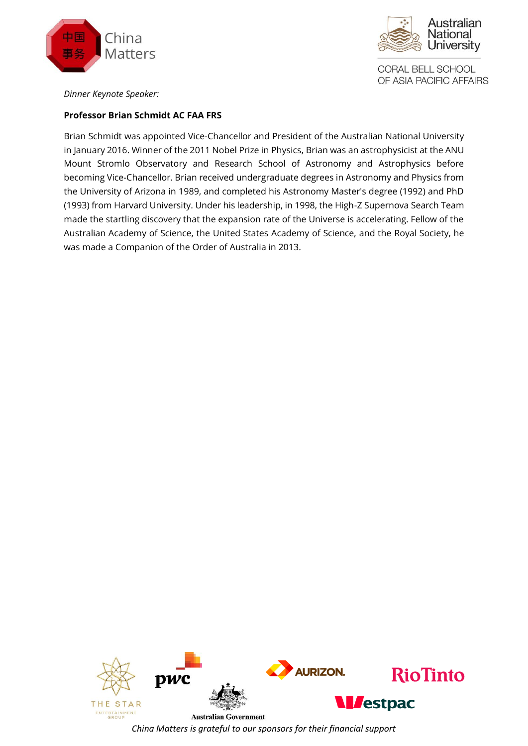*Dinner Keynote Speaker:*

**Professor Brian Schmidt AC FAA FRS**

Brian Schmidt was appointed Vice-Chancellor and President of the Australian National University in January 2016. Winner of the 2011 Nobel Prize in Physics, Brian was an astrophysicist at the ANU Mount Stromlo Observatory and Research School of Astronomy and Astrophysics before becoming Vice-Chancellor. Brian received undergraduate degrees in Astronomy and Physics from the University of Arizona in 1989, and completed his Astronomy Master's degree (1992) and PhD (1993) from Harvard University. Under his leadership, in 1998, the High-Z Supernova Search Team made the startling discovery that the expansion rate of the Universe is accelerating. Fellow of the Australian Academy of Science, the United States Academy of Science, and the Royal Society, he was made a Companion of the Order of Australia in 2013.

*China Matters is grateful to our sponsors for their financial support*